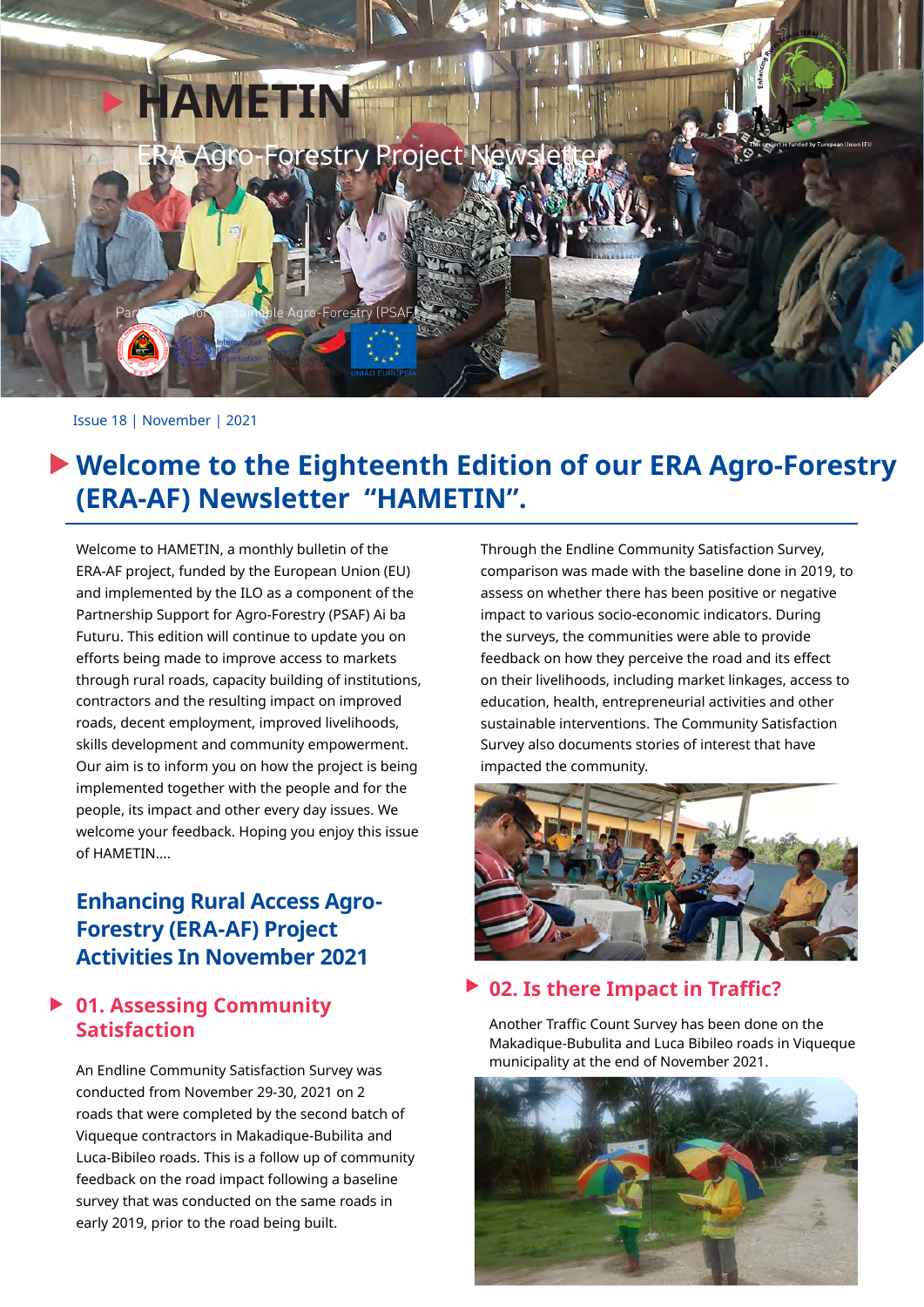# HAMETIN

ERA Agro-Forestry Project Newsletter

Partnership for Sustainable Agro-Forestry (PSAF)

Issue 18 | November | 2021

## Welcome to the Eighteenth Edition of our ERA Agro-Forestry (ERA-AF) Newsletter "HAMETIN".

Welcome to HAMETIN, a monthly bulletin of the ERA-AF project, funded by the European Union (EU) and implemented by the ILO as a component of the Partnership Support for Agro-Forestry (PSAF) Ai ba Futuru. This edition will continue to update you on efforts being made to improve access to markets through rural roads, capacity building of institutions, contractors and the resulting impact on improved roads, decent employment, improved livelihoods, skills development and community empowerment. Our aim is to inform you on how the project is being implemented together with the people and for the people, its impact and other every day issues. We welcome your feedback. Hoping you enjoy this issue of HAMETIN....

## Enhancing Rural Access Agro-Forestry (ERA-AF) Project Activities In November 2021

### 01. Assessing Community Satisfaction

An Endline Community Satisfaction Survey was conducted from November 29-30, 2021 on 2 roads that were completed by the second batch of Viqueque contractors in Makadique-Bubilita and Luca-Bibileo roads. This is a follow up of community feedback on the road impact following a baseline survey that was conducted on the same roads in early 2019, prior to the road being built.

Through the Endline Community Satisfaction Survey, comparison was made with the baseline done in 2019, to assess on whether there has been positive or negative impact to various socio-economic indicators. During the surveys, the communities were able to provide feedback on how they perceive the road and its effect on their livelihoods, including market linkages, access to education, health, entrepreneurial activities and other sustainable interventions. The Community Satisfaction Survey also documents stories of interest that have impacted the community.

### 02. Is there Impact in Traffic?

Another Traffic Count Survey has been done on the Makadique-Bubulita and Luca Bibileo roads in Viqueque municipality at the end of November 2021.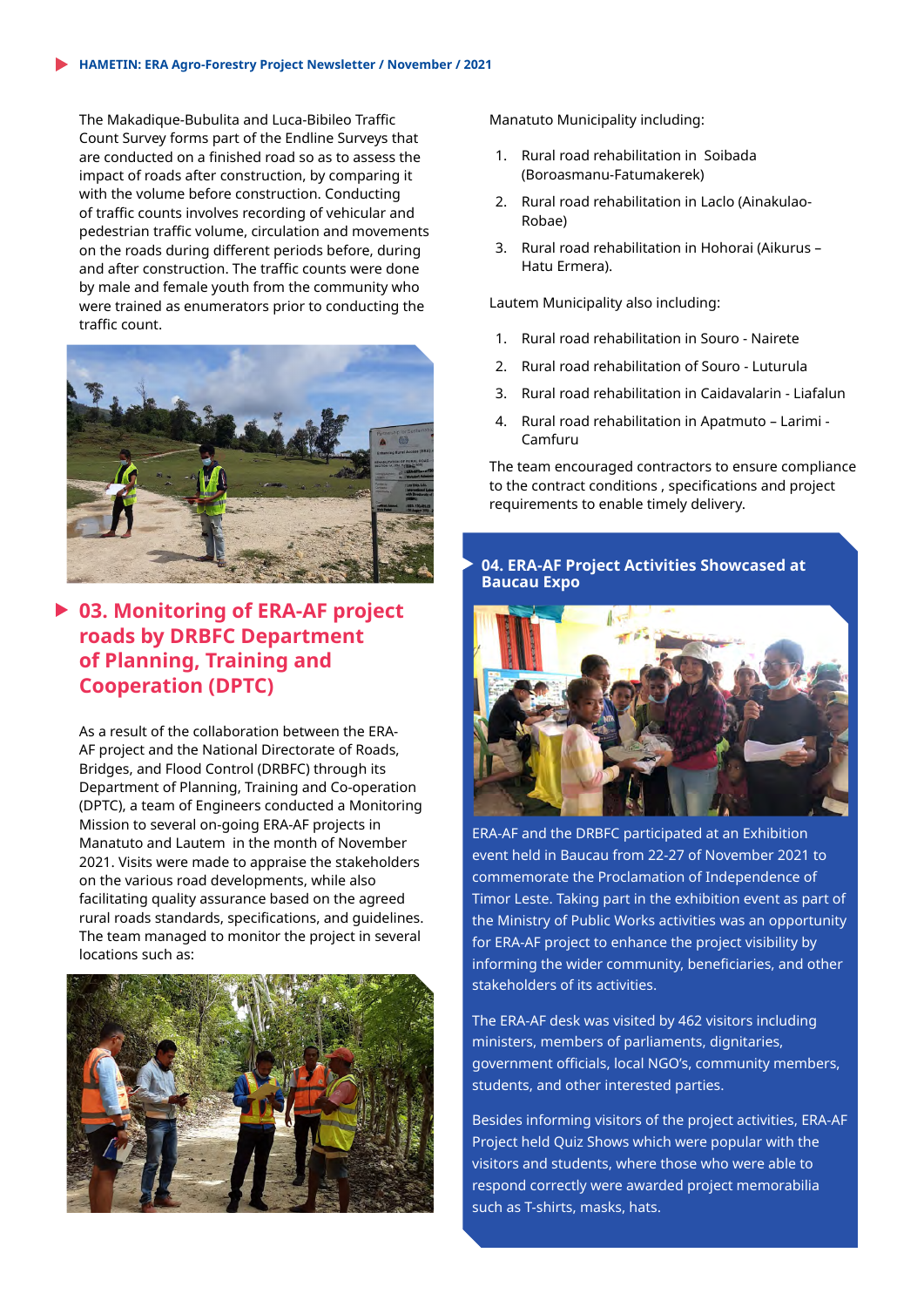The Makadique-Bubulita and Luca-Bibileo Traffic Count Survey forms part of the Endline Surveys that are conducted on a finished road so as to assess the impact of roads after construction, by comparing it with the volume before construction. Conducting of traffic counts involves recording of vehicular and pedestrian traffic volume, circulation and movements on the roads during different periods before, during and after construction. The traffic counts were done by male and female youth from the community who were trained as enumerators prior to conducting the traffic count.

## 03. Monitoring of ERA-AF project roads by DRBFC Department of Planning, Training and Cooperation (DPTC)

As a result of the collaboration between the ERA-AF project and the National Directorate of Roads, Bridges, and Flood Control (DRBFC) through its Department of Planning, Training and Co-operation (DPTC), a team of Engineers conducted a Monitoring Mission to several on-going ERA-AF projects in Manatuto and Lautem in the month of November 2021. Visits were made to appraise the stakeholders on the various road developments, while also facilitating quality assurance based on the agreed rural roads standards, specifications, and guidelines. The team managed to monitor the project in several locations such as:

Manatuto Municipality including:

1. Rural road rehabilitation in Soibada (Boroasmanu-Fatumakerek)
2. Rural road rehabilitation in Laclo (Ainakulao-Robae)
3. Rural road rehabilitation in Hohorai (Aikurus – Hatu Ermera).

Lautem Municipality also including:

1. Rural road rehabilitation in Souro - Nairete
2. Rural road rehabilitation of Souro - Luturula
3. Rural road rehabilitation in Caidavalarin - Liafalun
4. Rural road rehabilitation in Apatmuto – Larimi - Camfuru

The team encouraged contractors to ensure compliance to the contract conditions , specifications and project requirements to enable timely delivery.

## 04. ERA-AF Project Activities Showcased at Baucau Expo

ERA-AF and the DRBFC participated at an Exhibition event held in Baucau from 22-27 of November 2021 to commemorate the Proclamation of Independence of Timor Leste. Taking part in the exhibition event as part of the Ministry of Public Works activities was an opportunity for ERA-AF project to enhance the project visibility by informing the wider community, beneficiaries, and other stakeholders of its activities.

The ERA-AF desk was visited by 462 visitors including ministers, members of parliaments, dignitaries, government officials, local NGO's, community members, students, and other interested parties.

Besides informing visitors of the project activities, ERA-AF Project held Quiz Shows which were popular with the visitors and students, where those who were able to respond correctly were awarded project memorabilia such as T-shirts, masks, hats.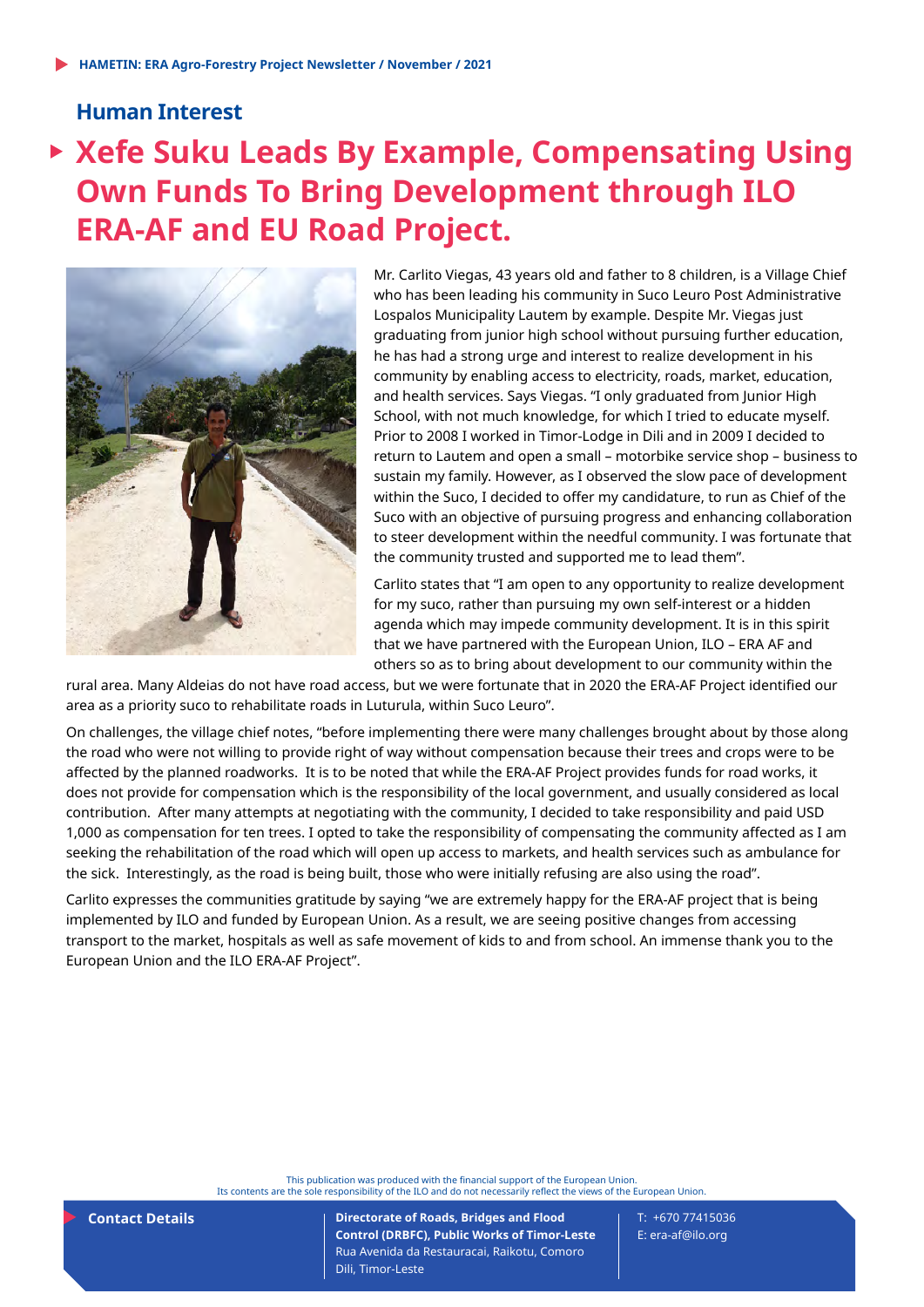## Human Interest

# Xefe Suku Leads By Example, Compensating Using Own Funds To Bring Development through ILO ERA-AF and EU Road Project.

Mr. Carlito Viegas, 43 years old and father to 8 children, is a Village Chief who has been leading his community in Suco Leuro Post Administrative Lospalos Municipality Lautem by example. Despite Mr. Viegas just graduating from junior high school without pursuing further education, he has had a strong urge and interest to realize development in his community by enabling access to electricity, roads, market, education, and health services. Says Viegas. "I only graduated from Junior High School, with not much knowledge, for which I tried to educate myself. Prior to 2008 I worked in Timor-Lodge in Dili and in 2009 I decided to return to Lautem and open a small – motorbike service shop – business to sustain my family. However, as I observed the slow pace of development within the Suco, I decided to offer my candidature, to run as Chief of the Suco with an objective of pursuing progress and enhancing collaboration to steer development within the needful community. I was fortunate that the community trusted and supported me to lead them".

Carlito states that "I am open to any opportunity to realize development for my suco, rather than pursuing my own self-interest or a hidden agenda which may impede community development. It is in this spirit that we have partnered with the European Union, ILO – ERA AF and others so as to bring about development to our community within the rural area. Many Aldeias do not have road access, but we were fortunate that in 2020 the ERA-AF Project identified our area as a priority suco to rehabilitate roads in Luturula, within Suco Leuro".

On challenges, the village chief notes, "before implementing there were many challenges brought about by those along the road who were not willing to provide right of way without compensation because their trees and crops were to be affected by the planned roadworks. It is to be noted that while the ERA-AF Project provides funds for road works, it does not provide for compensation which is the responsibility of the local government, and usually considered as local contribution. After many attempts at negotiating with the community, I decided to take responsibility and paid USD 1,000 as compensation for ten trees. I opted to take the responsibility of compensating the community affected as I am seeking the rehabilitation of the road which will open up access to markets, and health services such as ambulance for the sick. Interestingly, as the road is being built, those who were initially refusing are also using the road".

Carlito expresses the communities gratitude by saying "we are extremely happy for the ERA-AF project that is being implemented by ILO and funded by European Union. As a result, we are seeing positive changes from accessing transport to the market, hospitals as well as safe movement of kids to and from school. An immense thank you to the European Union and the ILO ERA-AF Project".

This publication was produced with the financial support of the European Union.
Its contents are the sole responsibility of the ILO and do not necessarily reflect the views of the European Union.

**Contact Details**

**Directorate of Roads, Bridges and Flood Control (DRBFC), Public Works of Timor-Leste**
Rua Avenida da Restauracai, Raikotu, Comoro
Dili, Timor-Leste

T: +670 77415036
E: era-af@ilo.org